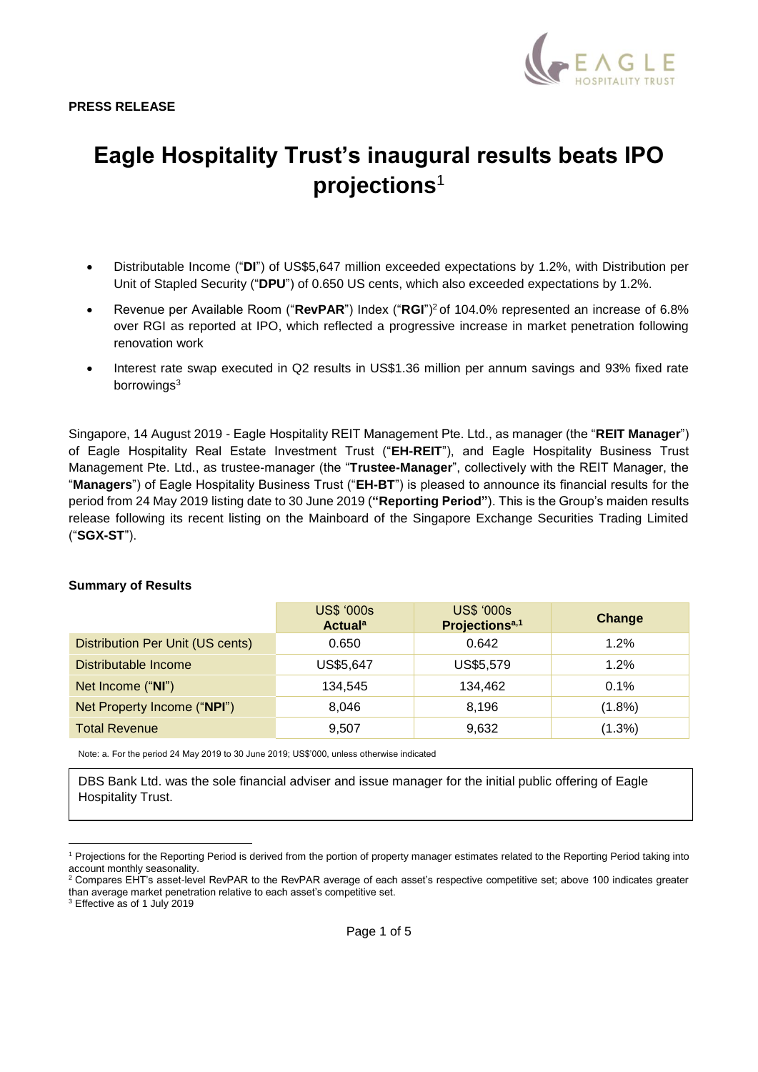**PRESS RELEASE**

# Eagle Hospitality Trust's inaugural results beats IPO projections[1]

- Distributable Income ("**DI**") of US$5,647 million exceeded expectations by 1.2%, with Distribution per Unit of Stapled Security ("**DPU**") of 0.650 US cents, which also exceeded expectations by 1.2%.
- Revenue per Available Room ("**RevPAR**") Index ("**RGI**")[2] of 104.0% represented an increase of 6.8% over RGI as reported at IPO, which reflected a progressive increase in market penetration following renovation work
- Interest rate swap executed in Q2 results in US$1.36 million per annum savings and 93% fixed rate borrowings[3]

Singapore, 14 August 2019 - Eagle Hospitality REIT Management Pte. Ltd., as manager (the "**REIT Manager**") of Eagle Hospitality Real Estate Investment Trust ("**EH-REIT**"), and Eagle Hospitality Business Trust Management Pte. Ltd., as trustee-manager (the "**Trustee-Manager**", collectively with the REIT Manager, the "**Managers**") of Eagle Hospitality Business Trust ("**EH-BT**") is pleased to announce its financial results for the period from 24 May 2019 listing date to 30 June 2019 (**"Reporting Period"**). This is the Group's maiden results release following its recent listing on the Mainboard of the Singapore Exchange Securities Trading Limited ("**SGX-ST**").

**Summary of Results**

| | US$ '000s **Actual**[a] | US$ '000s **Projections**[a,1] | **Change** |
|---|---|---|---|
| Distribution Per Unit (US cents) | 0.650 | 0.642 | 1.2% |
| Distributable Income | US$5,647 | US$5,579 | 1.2% |
| Net Income ("**NI**") | 134,545 | 134,462 | 0.1% |
| Net Property Income ("**NPI**") | 8,046 | 8,196 | (1.8%) |
| Total Revenue | 9,507 | 9,632 | (1.3%) |

Note: a. For the period 24 May 2019 to 30 June 2019; US$'000, unless otherwise indicated

DBS Bank Ltd. was the sole financial adviser and issue manager for the initial public offering of Eagle Hospitality Trust.

[1] Projections for the Reporting Period is derived from the portion of property manager estimates related to the Reporting Period taking into account monthly seasonality.

[2] Compares EHT's asset-level RevPAR to the RevPAR average of each asset's respective competitive set; above 100 indicates greater than average market penetration relative to each asset's competitive set.

[3] Effective as of 1 July 2019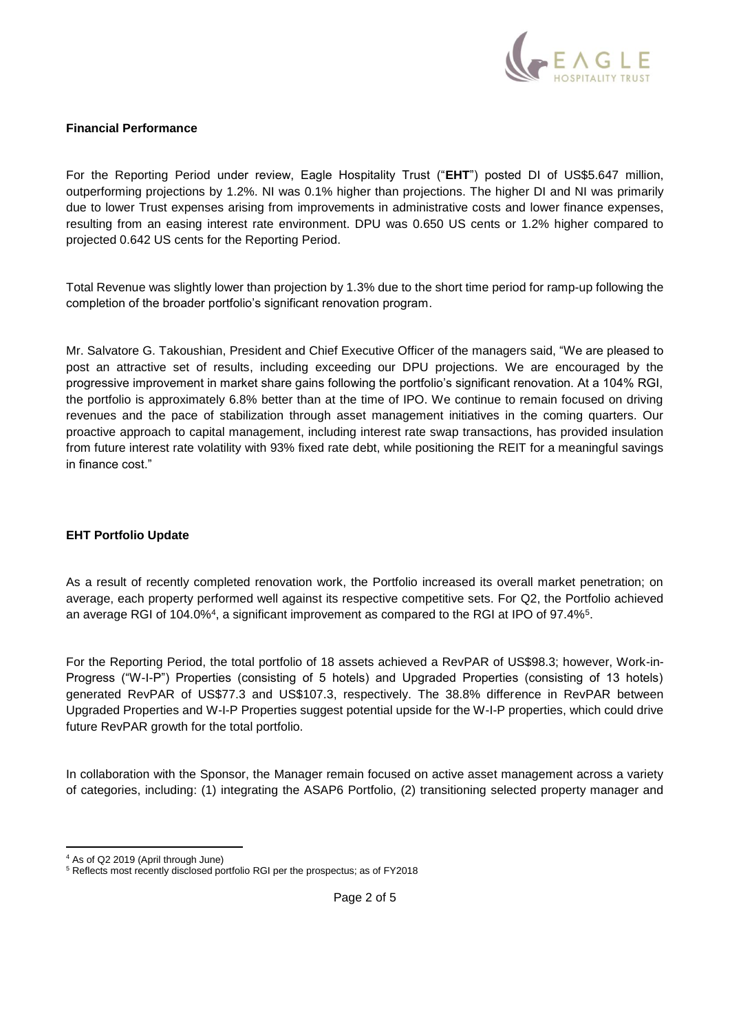**Financial Performance**

For the Reporting Period under review, Eagle Hospitality Trust ("**EHT**") posted DI of US$5.647 million, outperforming projections by 1.2%. NI was 0.1% higher than projections. The higher DI and NI was primarily due to lower Trust expenses arising from improvements in administrative costs and lower finance expenses, resulting from an easing interest rate environment. DPU was 0.650 US cents or 1.2% higher compared to projected 0.642 US cents for the Reporting Period.

Total Revenue was slightly lower than projection by 1.3% due to the short time period for ramp-up following the completion of the broader portfolio's significant renovation program.

Mr. Salvatore G. Takoushian, President and Chief Executive Officer of the managers said, "We are pleased to post an attractive set of results, including exceeding our DPU projections. We are encouraged by the progressive improvement in market share gains following the portfolio's significant renovation. At a 104% RGI, the portfolio is approximately 6.8% better than at the time of IPO. We continue to remain focused on driving revenues and the pace of stabilization through asset management initiatives in the coming quarters. Our proactive approach to capital management, including interest rate swap transactions, has provided insulation from future interest rate volatility with 93% fixed rate debt, while positioning the REIT for a meaningful savings in finance cost."

**EHT Portfolio Update**

As a result of recently completed renovation work, the Portfolio increased its overall market penetration; on average, each property performed well against its respective competitive sets. For Q2, the Portfolio achieved an average RGI of 104.0%[4], a significant improvement as compared to the RGI at IPO of 97.4%[5].

For the Reporting Period, the total portfolio of 18 assets achieved a RevPAR of US$98.3; however, Work-in-Progress ("W-I-P") Properties (consisting of 5 hotels) and Upgraded Properties (consisting of 13 hotels) generated RevPAR of US$77.3 and US$107.3, respectively. The 38.8% difference in RevPAR between Upgraded Properties and W-I-P Properties suggest potential upside for the W-I-P properties, which could drive future RevPAR growth for the total portfolio.

In collaboration with the Sponsor, the Manager remain focused on active asset management across a variety of categories, including: (1) integrating the ASAP6 Portfolio, (2) transitioning selected property manager and

[4] As of Q2 2019 (April through June)

[5] Reflects most recently disclosed portfolio RGI per the prospectus; as of FY2018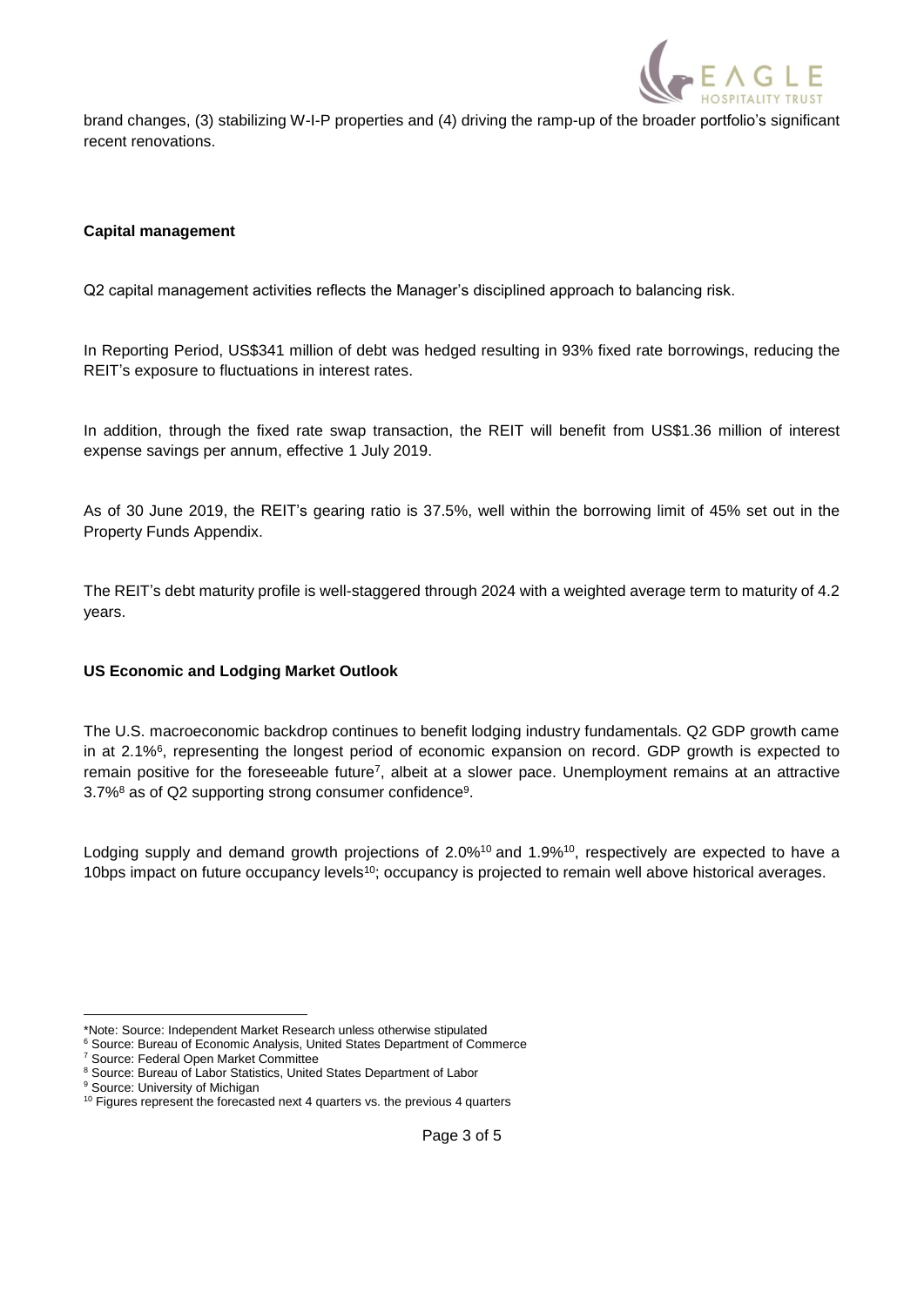brand changes, (3) stabilizing W-I-P properties and (4) driving the ramp-up of the broader portfolio's significant recent renovations.

**Capital management**

Q2 capital management activities reflects the Manager's disciplined approach to balancing risk.

In Reporting Period, US$341 million of debt was hedged resulting in 93% fixed rate borrowings, reducing the REIT's exposure to fluctuations in interest rates.

In addition, through the fixed rate swap transaction, the REIT will benefit from US$1.36 million of interest expense savings per annum, effective 1 July 2019.

As of 30 June 2019, the REIT's gearing ratio is 37.5%, well within the borrowing limit of 45% set out in the Property Funds Appendix.

The REIT's debt maturity profile is well-staggered through 2024 with a weighted average term to maturity of 4.2 years.

**US Economic and Lodging Market Outlook**

The U.S. macroeconomic backdrop continues to benefit lodging industry fundamentals. Q2 GDP growth came in at 2.1%[6], representing the longest period of economic expansion on record. GDP growth is expected to remain positive for the foreseeable future[7], albeit at a slower pace. Unemployment remains at an attractive 3.7%[8] as of Q2 supporting strong consumer confidence[9].

Lodging supply and demand growth projections of 2.0%[10] and 1.9%[10], respectively are expected to have a 10bps impact on future occupancy levels[10]; occupancy is projected to remain well above historical averages.

---

*Note: Source: Independent Market Research unless otherwise stipulated

[6] Source: Bureau of Economic Analysis, United States Department of Commerce

[7] Source: Federal Open Market Committee

[8] Source: Bureau of Labor Statistics, United States Department of Labor

[9] Source: University of Michigan

[10] Figures represent the forecasted next 4 quarters vs. the previous 4 quarters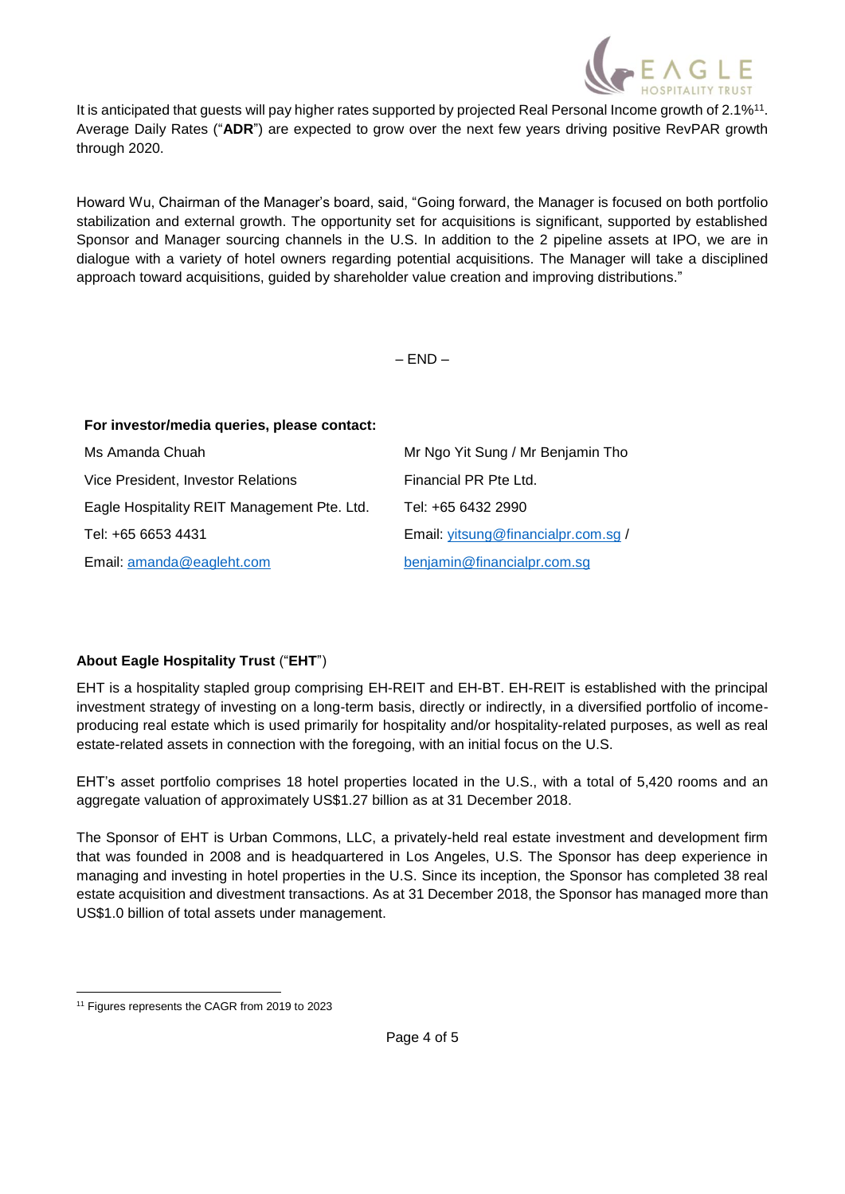It is anticipated that guests will pay higher rates supported by projected Real Personal Income growth of 2.1%[11]. Average Daily Rates ("**ADR**") are expected to grow over the next few years driving positive RevPAR growth through 2020.

Howard Wu, Chairman of the Manager's board, said, "Going forward, the Manager is focused on both portfolio stabilization and external growth. The opportunity set for acquisitions is significant, supported by established Sponsor and Manager sourcing channels in the U.S. In addition to the 2 pipeline assets at IPO, we are in dialogue with a variety of hotel owners regarding potential acquisitions. The Manager will take a disciplined approach toward acquisitions, guided by shareholder value creation and improving distributions."

– END –

**For investor/media queries, please contact:**

| | |
|---|---|
| Ms Amanda Chuah | Mr Ngo Yit Sung / Mr Benjamin Tho |
| Vice President, Investor Relations | Financial PR Pte Ltd. |
| Eagle Hospitality REIT Management Pte. Ltd. | Tel: +65 6432 2990 |
| Tel: +65 6653 4431 | Email: yitsung@financialpr.com.sg / |
| Email: amanda@eagleht.com | benjamin@financialpr.com.sg |

**About Eagle Hospitality Trust** ("**EHT**")

EHT is a hospitality stapled group comprising EH-REIT and EH-BT. EH-REIT is established with the principal investment strategy of investing on a long-term basis, directly or indirectly, in a diversified portfolio of income-producing real estate which is used primarily for hospitality and/or hospitality-related purposes, as well as real estate-related assets in connection with the foregoing, with an initial focus on the U.S.

EHT's asset portfolio comprises 18 hotel properties located in the U.S., with a total of 5,420 rooms and an aggregate valuation of approximately US$1.27 billion as at 31 December 2018.

The Sponsor of EHT is Urban Commons, LLC, a privately-held real estate investment and development firm that was founded in 2008 and is headquartered in Los Angeles, U.S. The Sponsor has deep experience in managing and investing in hotel properties in the U.S. Since its inception, the Sponsor has completed 38 real estate acquisition and divestment transactions. As at 31 December 2018, the Sponsor has managed more than US$1.0 billion of total assets under management.

[11] Figures represents the CAGR from 2019 to 2023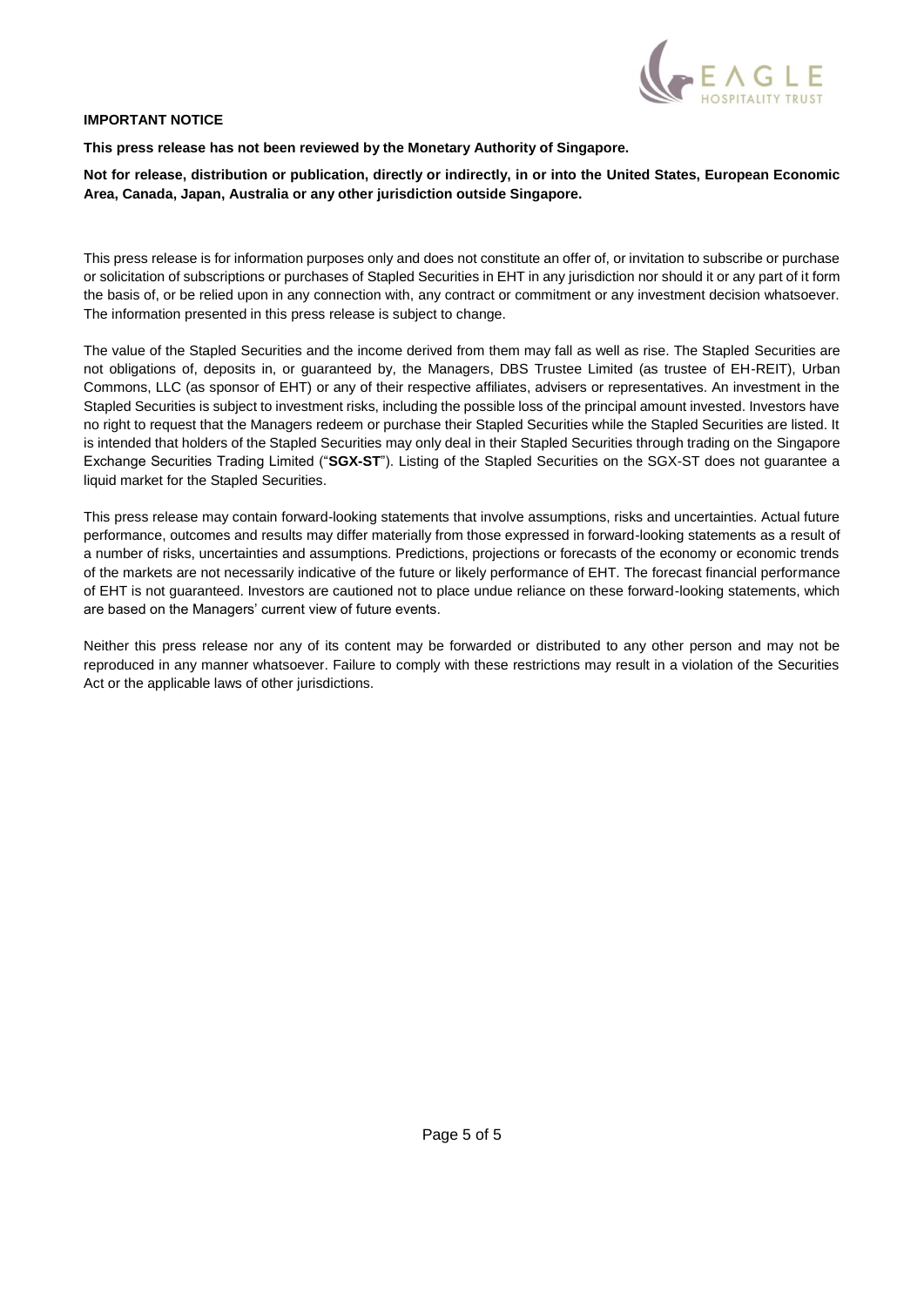**IMPORTANT NOTICE**

**This press release has not been reviewed by the Monetary Authority of Singapore.**

**Not for release, distribution or publication, directly or indirectly, in or into the United States, European Economic Area, Canada, Japan, Australia or any other jurisdiction outside Singapore.**

This press release is for information purposes only and does not constitute an offer of, or invitation to subscribe or purchase or solicitation of subscriptions or purchases of Stapled Securities in EHT in any jurisdiction nor should it or any part of it form the basis of, or be relied upon in any connection with, any contract or commitment or any investment decision whatsoever. The information presented in this press release is subject to change.

The value of the Stapled Securities and the income derived from them may fall as well as rise. The Stapled Securities are not obligations of, deposits in, or guaranteed by, the Managers, DBS Trustee Limited (as trustee of EH-REIT), Urban Commons, LLC (as sponsor of EHT) or any of their respective affiliates, advisers or representatives. An investment in the Stapled Securities is subject to investment risks, including the possible loss of the principal amount invested. Investors have no right to request that the Managers redeem or purchase their Stapled Securities while the Stapled Securities are listed. It is intended that holders of the Stapled Securities may only deal in their Stapled Securities through trading on the Singapore Exchange Securities Trading Limited ("**SGX-ST**"). Listing of the Stapled Securities on the SGX-ST does not guarantee a liquid market for the Stapled Securities.

This press release may contain forward-looking statements that involve assumptions, risks and uncertainties. Actual future performance, outcomes and results may differ materially from those expressed in forward-looking statements as a result of a number of risks, uncertainties and assumptions. Predictions, projections or forecasts of the economy or economic trends of the markets are not necessarily indicative of the future or likely performance of EHT. The forecast financial performance of EHT is not guaranteed. Investors are cautioned not to place undue reliance on these forward-looking statements, which are based on the Managers' current view of future events.

Neither this press release nor any of its content may be forwarded or distributed to any other person and may not be reproduced in any manner whatsoever. Failure to comply with these restrictions may result in a violation of the Securities Act or the applicable laws of other jurisdictions.